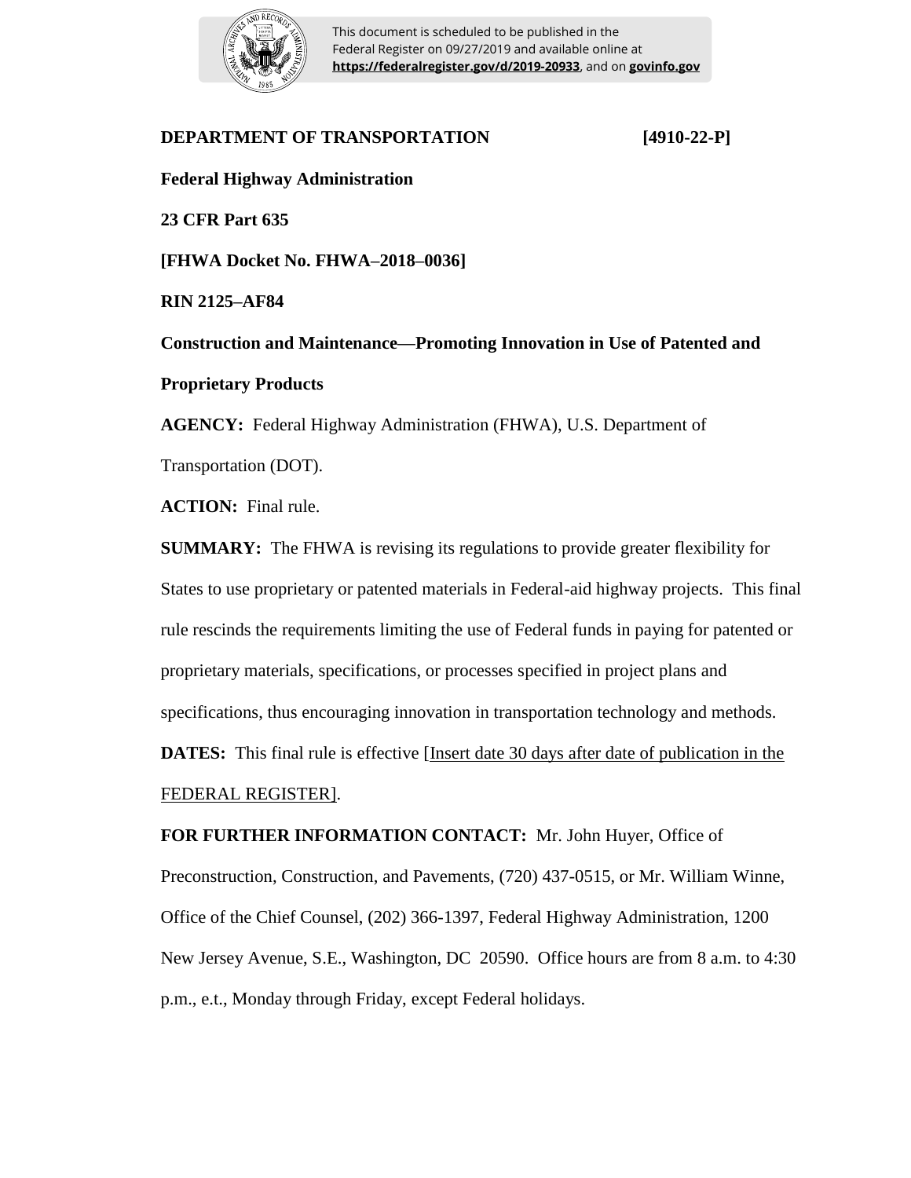This document is scheduled to be published in the Federal Register on 09/27/2019 and available online at **https://federalregister.gov/d/2019-20933**, and on **govinfo.gov**

**DEPARTMENT OF TRANSPORTATION** **[4910-22-P]**

**Federal Highway Administration**

**23 CFR Part 635**

**[FHWA Docket No. FHWA–2018–0036]**

**RIN 2125–AF84**

**Construction and Maintenance—Promoting Innovation in Use of Patented and Proprietary Products**

**AGENCY:** Federal Highway Administration (FHWA), U.S. Department of Transportation (DOT).

**ACTION:** Final rule.

**SUMMARY:** The FHWA is revising its regulations to provide greater flexibility for States to use proprietary or patented materials in Federal-aid highway projects. This final rule rescinds the requirements limiting the use of Federal funds in paying for patented or proprietary materials, specifications, or processes specified in project plans and specifications, thus encouraging innovation in transportation technology and methods.

**DATES:** This final rule is effective [Insert date 30 days after date of publication in the FEDERAL REGISTER].

**FOR FURTHER INFORMATION CONTACT:** Mr. John Huyer, Office of Preconstruction, Construction, and Pavements, (720) 437-0515, or Mr. William Winne, Office of the Chief Counsel, (202) 366-1397, Federal Highway Administration, 1200 New Jersey Avenue, S.E., Washington, DC 20590. Office hours are from 8 a.m. to 4:30 p.m., e.t., Monday through Friday, except Federal holidays.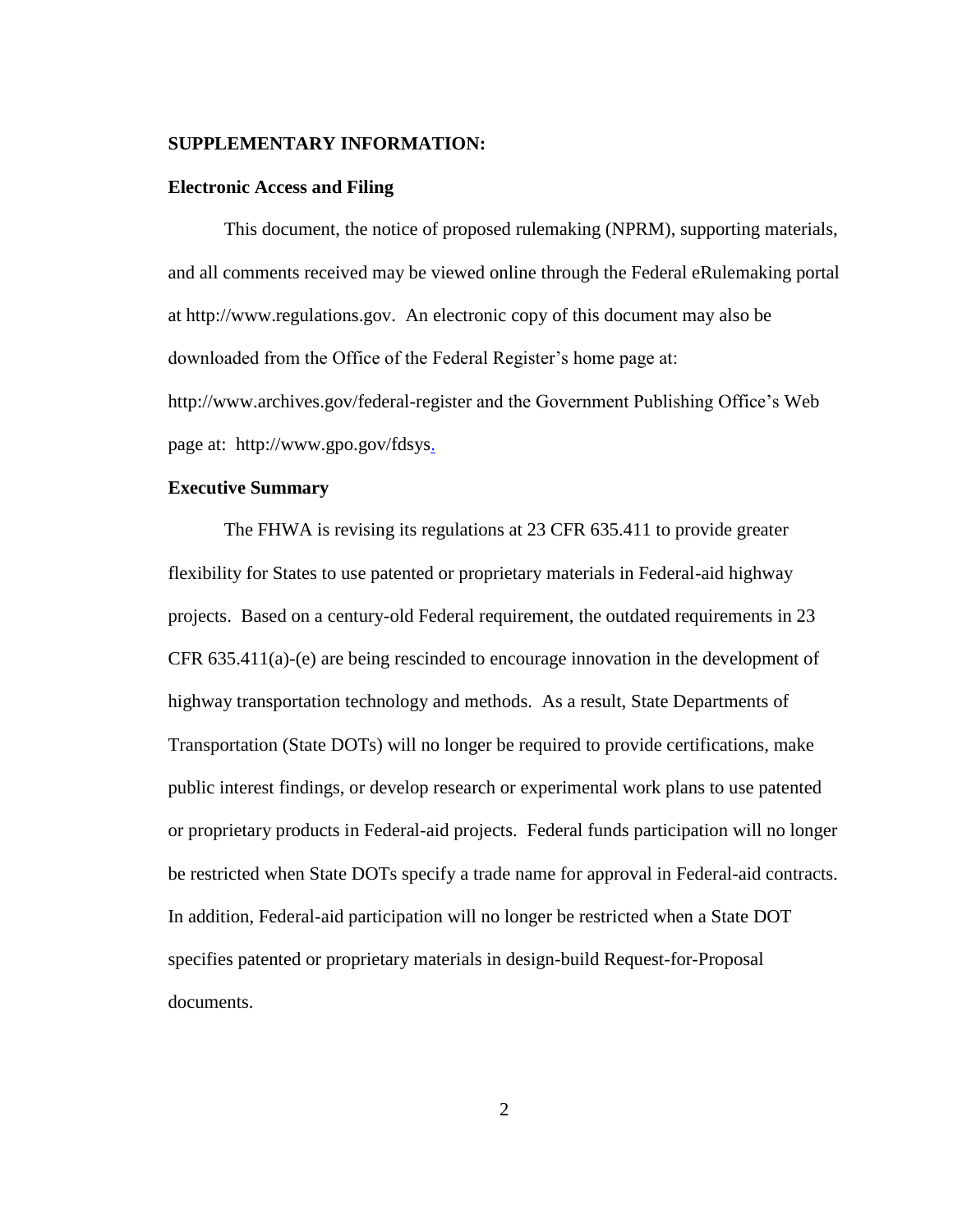**SUPPLEMENTARY INFORMATION:**

**Electronic Access and Filing**

This document, the notice of proposed rulemaking (NPRM), supporting materials, and all comments received may be viewed online through the Federal eRulemaking portal at http://www.regulations.gov. An electronic copy of this document may also be downloaded from the Office of the Federal Register's home page at: http://www.archives.gov/federal-register and the Government Publishing Office's Web page at: http://www.gpo.gov/fdsys.

**Executive Summary**

The FHWA is revising its regulations at 23 CFR 635.411 to provide greater flexibility for States to use patented or proprietary materials in Federal-aid highway projects. Based on a century-old Federal requirement, the outdated requirements in 23 CFR 635.411(a)-(e) are being rescinded to encourage innovation in the development of highway transportation technology and methods. As a result, State Departments of Transportation (State DOTs) will no longer be required to provide certifications, make public interest findings, or develop research or experimental work plans to use patented or proprietary products in Federal-aid projects. Federal funds participation will no longer be restricted when State DOTs specify a trade name for approval in Federal-aid contracts. In addition, Federal-aid participation will no longer be restricted when a State DOT specifies patented or proprietary materials in design-build Request-for-Proposal documents.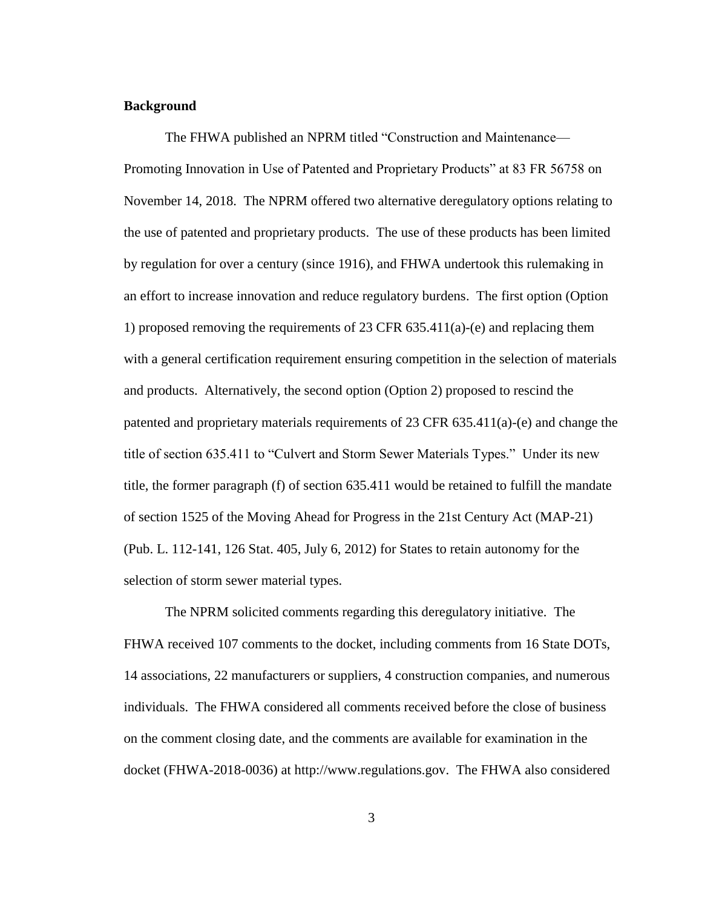**Background**

The FHWA published an NPRM titled "Construction and Maintenance—Promoting Innovation in Use of Patented and Proprietary Products" at 83 FR 56758 on November 14, 2018. The NPRM offered two alternative deregulatory options relating to the use of patented and proprietary products. The use of these products has been limited by regulation for over a century (since 1916), and FHWA undertook this rulemaking in an effort to increase innovation and reduce regulatory burdens. The first option (Option 1) proposed removing the requirements of 23 CFR 635.411(a)-(e) and replacing them with a general certification requirement ensuring competition in the selection of materials and products. Alternatively, the second option (Option 2) proposed to rescind the patented and proprietary materials requirements of 23 CFR 635.411(a)-(e) and change the title of section 635.411 to "Culvert and Storm Sewer Materials Types." Under its new title, the former paragraph (f) of section 635.411 would be retained to fulfill the mandate of section 1525 of the Moving Ahead for Progress in the 21st Century Act (MAP-21) (Pub. L. 112-141, 126 Stat. 405, July 6, 2012) for States to retain autonomy for the selection of storm sewer material types.

The NPRM solicited comments regarding this deregulatory initiative. The FHWA received 107 comments to the docket, including comments from 16 State DOTs, 14 associations, 22 manufacturers or suppliers, 4 construction companies, and numerous individuals. The FHWA considered all comments received before the close of business on the comment closing date, and the comments are available for examination in the docket (FHWA-2018-0036) at http://www.regulations.gov. The FHWA also considered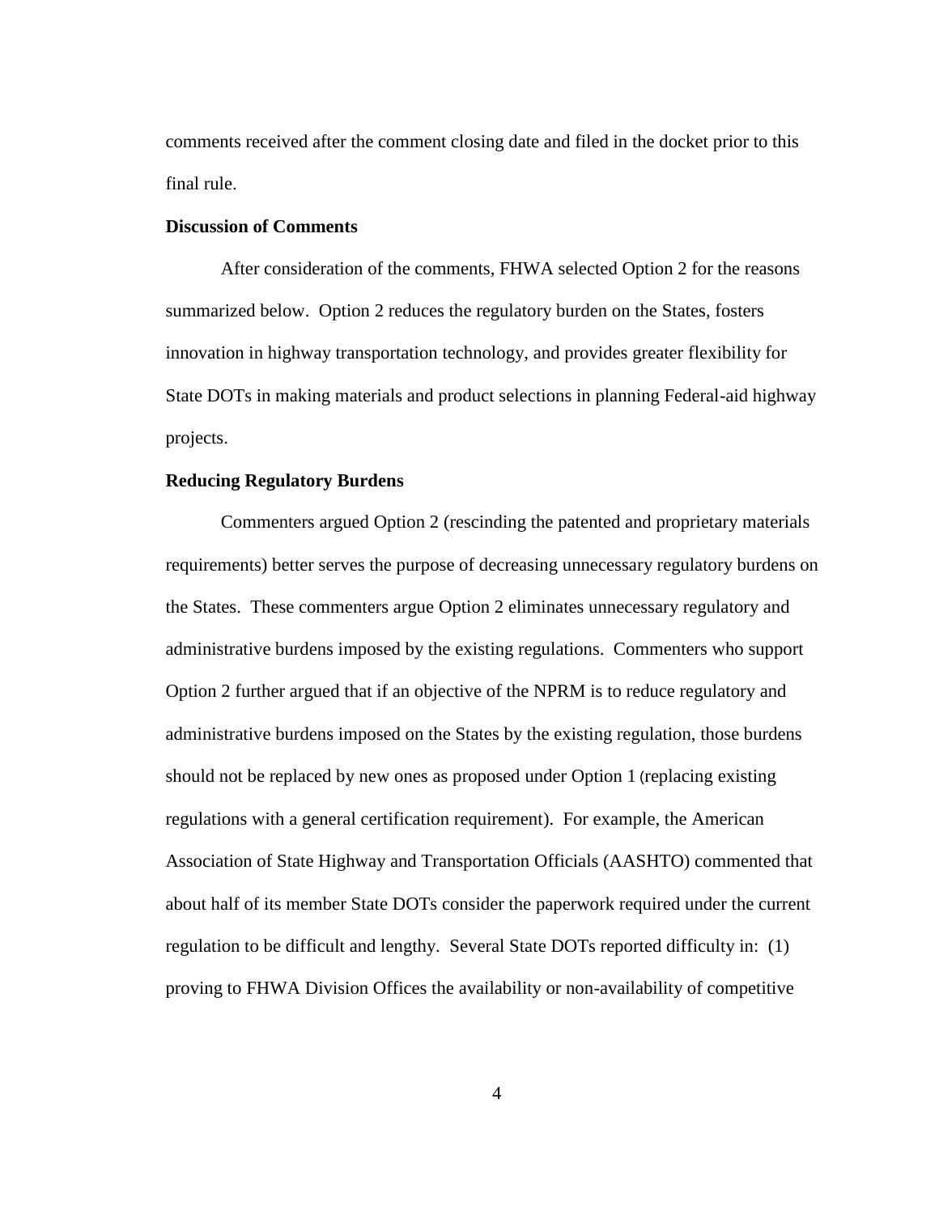comments received after the comment closing date and filed in the docket prior to this final rule.

**Discussion of Comments**

After consideration of the comments, FHWA selected Option 2 for the reasons summarized below. Option 2 reduces the regulatory burden on the States, fosters innovation in highway transportation technology, and provides greater flexibility for State DOTs in making materials and product selections in planning Federal-aid highway projects.

**Reducing Regulatory Burdens**

Commenters argued Option 2 (rescinding the patented and proprietary materials requirements) better serves the purpose of decreasing unnecessary regulatory burdens on the States. These commenters argue Option 2 eliminates unnecessary regulatory and administrative burdens imposed by the existing regulations. Commenters who support Option 2 further argued that if an objective of the NPRM is to reduce regulatory and administrative burdens imposed on the States by the existing regulation, those burdens should not be replaced by new ones as proposed under Option 1 (replacing existing regulations with a general certification requirement). For example, the American Association of State Highway and Transportation Officials (AASHTO) commented that about half of its member State DOTs consider the paperwork required under the current regulation to be difficult and lengthy. Several State DOTs reported difficulty in: (1) proving to FHWA Division Offices the availability or non-availability of competitive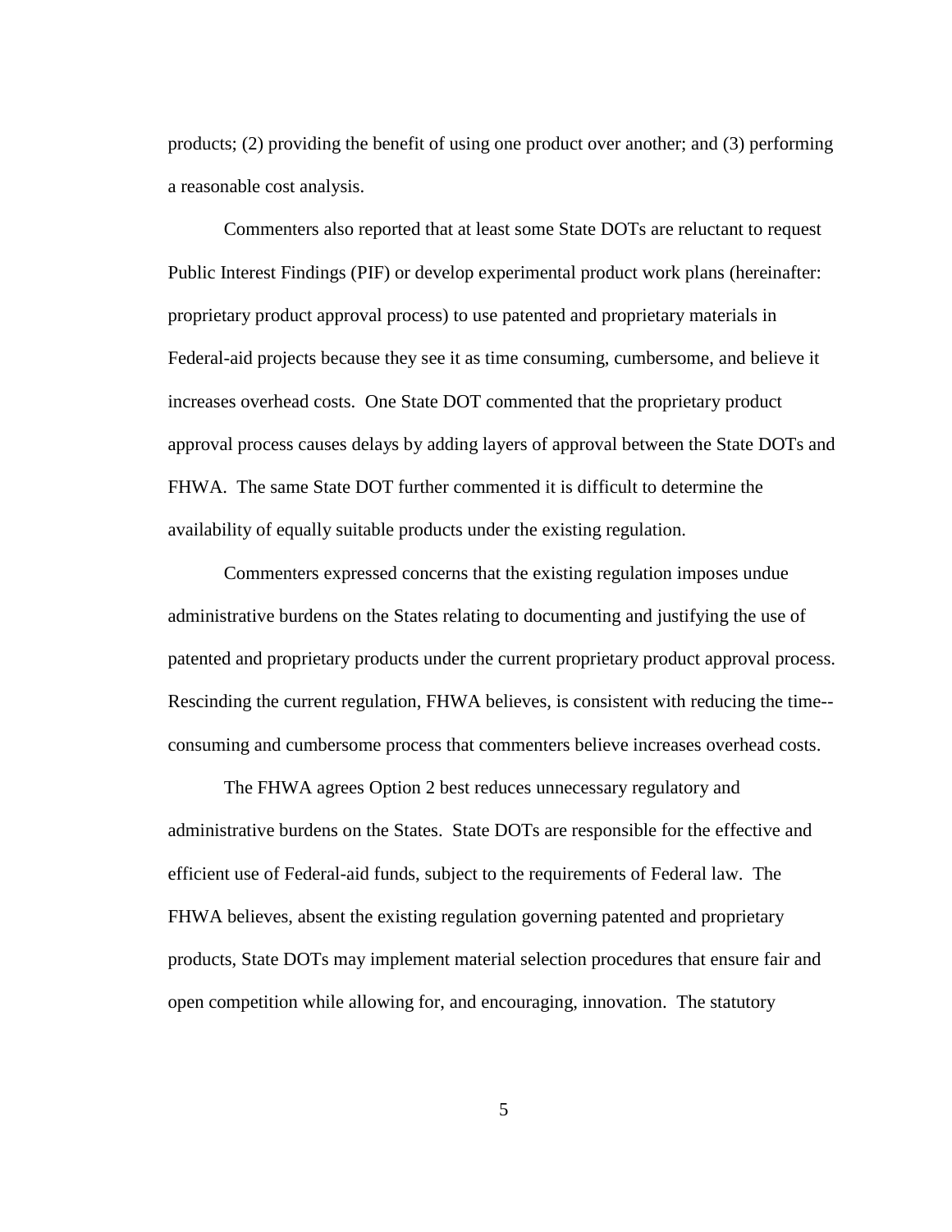products; (2) providing the benefit of using one product over another; and (3) performing a reasonable cost analysis.

Commenters also reported that at least some State DOTs are reluctant to request Public Interest Findings (PIF) or develop experimental product work plans (hereinafter: proprietary product approval process) to use patented and proprietary materials in Federal-aid projects because they see it as time consuming, cumbersome, and believe it increases overhead costs. One State DOT commented that the proprietary product approval process causes delays by adding layers of approval between the State DOTs and FHWA. The same State DOT further commented it is difficult to determine the availability of equally suitable products under the existing regulation.

Commenters expressed concerns that the existing regulation imposes undue administrative burdens on the States relating to documenting and justifying the use of patented and proprietary products under the current proprietary product approval process. Rescinding the current regulation, FHWA believes, is consistent with reducing the time--consuming and cumbersome process that commenters believe increases overhead costs.

The FHWA agrees Option 2 best reduces unnecessary regulatory and administrative burdens on the States. State DOTs are responsible for the effective and efficient use of Federal-aid funds, subject to the requirements of Federal law. The FHWA believes, absent the existing regulation governing patented and proprietary products, State DOTs may implement material selection procedures that ensure fair and open competition while allowing for, and encouraging, innovation. The statutory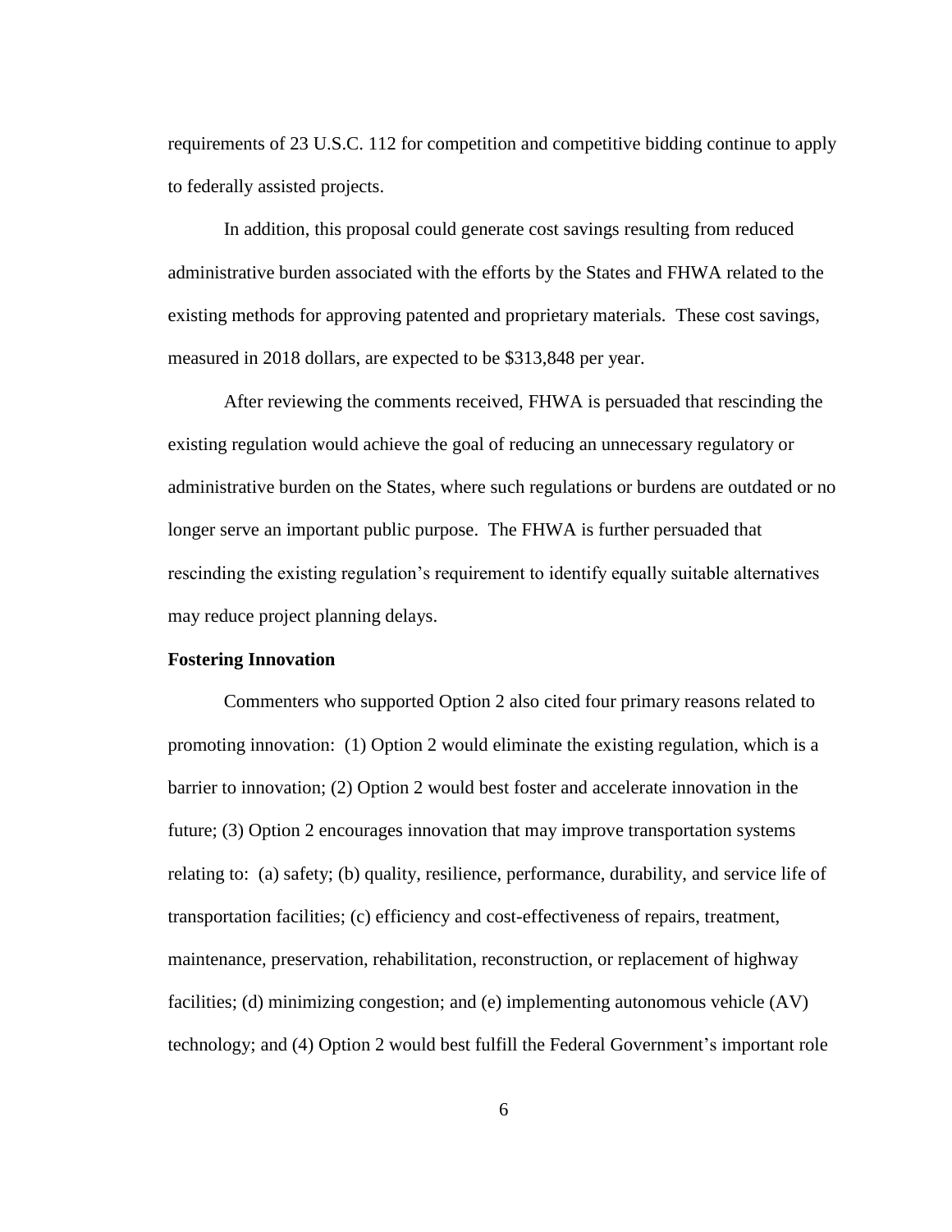requirements of 23 U.S.C. 112 for competition and competitive bidding continue to apply to federally assisted projects.

In addition, this proposal could generate cost savings resulting from reduced administrative burden associated with the efforts by the States and FHWA related to the existing methods for approving patented and proprietary materials. These cost savings, measured in 2018 dollars, are expected to be $313,848 per year.

After reviewing the comments received, FHWA is persuaded that rescinding the existing regulation would achieve the goal of reducing an unnecessary regulatory or administrative burden on the States, where such regulations or burdens are outdated or no longer serve an important public purpose. The FHWA is further persuaded that rescinding the existing regulation's requirement to identify equally suitable alternatives may reduce project planning delays.

**Fostering Innovation**

Commenters who supported Option 2 also cited four primary reasons related to promoting innovation: (1) Option 2 would eliminate the existing regulation, which is a barrier to innovation; (2) Option 2 would best foster and accelerate innovation in the future; (3) Option 2 encourages innovation that may improve transportation systems relating to: (a) safety; (b) quality, resilience, performance, durability, and service life of transportation facilities; (c) efficiency and cost-effectiveness of repairs, treatment, maintenance, preservation, rehabilitation, reconstruction, or replacement of highway facilities; (d) minimizing congestion; and (e) implementing autonomous vehicle (AV) technology; and (4) Option 2 would best fulfill the Federal Government's important role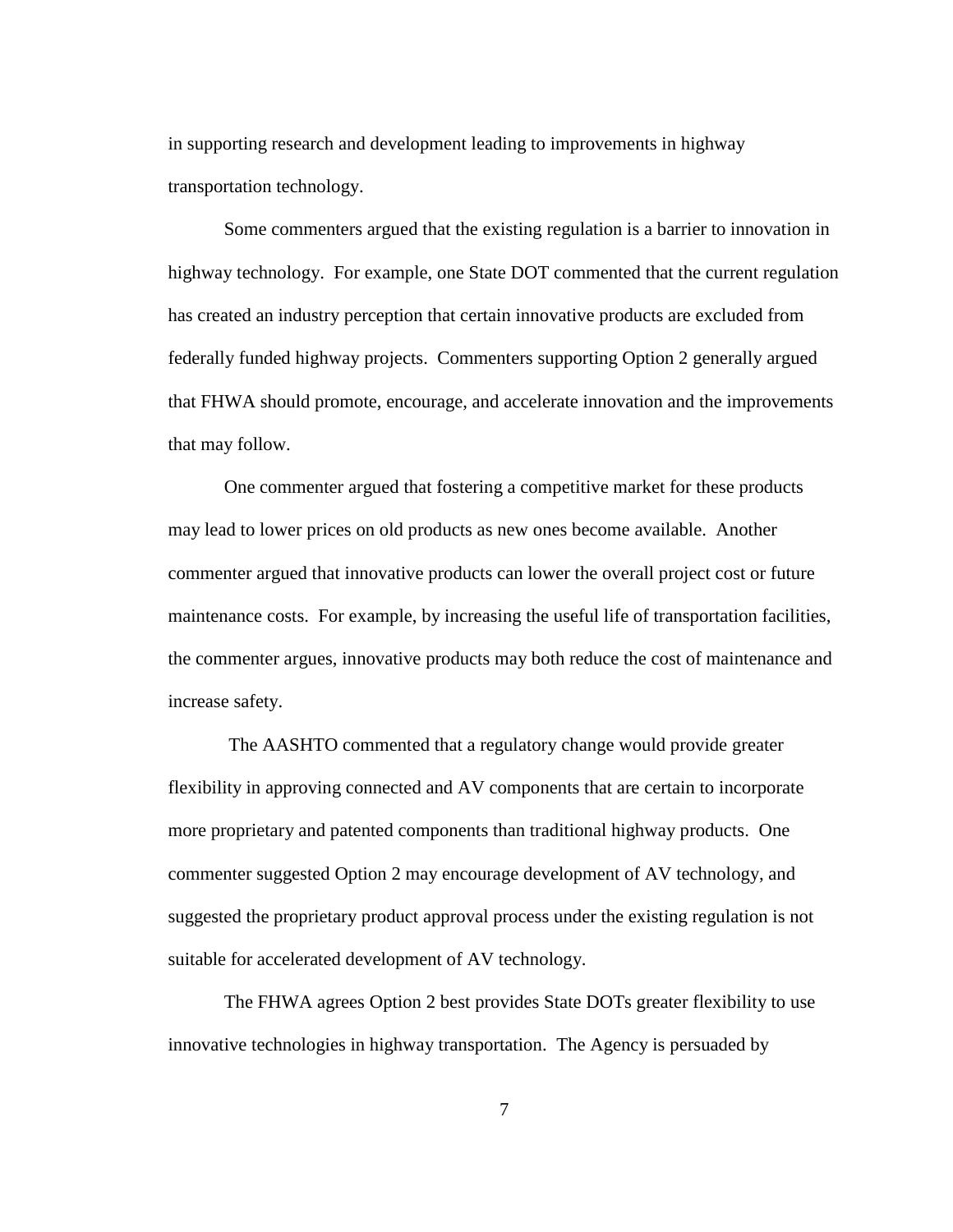in supporting research and development leading to improvements in highway transportation technology.

Some commenters argued that the existing regulation is a barrier to innovation in highway technology. For example, one State DOT commented that the current regulation has created an industry perception that certain innovative products are excluded from federally funded highway projects. Commenters supporting Option 2 generally argued that FHWA should promote, encourage, and accelerate innovation and the improvements that may follow.

One commenter argued that fostering a competitive market for these products may lead to lower prices on old products as new ones become available. Another commenter argued that innovative products can lower the overall project cost or future maintenance costs. For example, by increasing the useful life of transportation facilities, the commenter argues, innovative products may both reduce the cost of maintenance and increase safety.

The AASHTO commented that a regulatory change would provide greater flexibility in approving connected and AV components that are certain to incorporate more proprietary and patented components than traditional highway products. One commenter suggested Option 2 may encourage development of AV technology, and suggested the proprietary product approval process under the existing regulation is not suitable for accelerated development of AV technology.

The FHWA agrees Option 2 best provides State DOTs greater flexibility to use innovative technologies in highway transportation. The Agency is persuaded by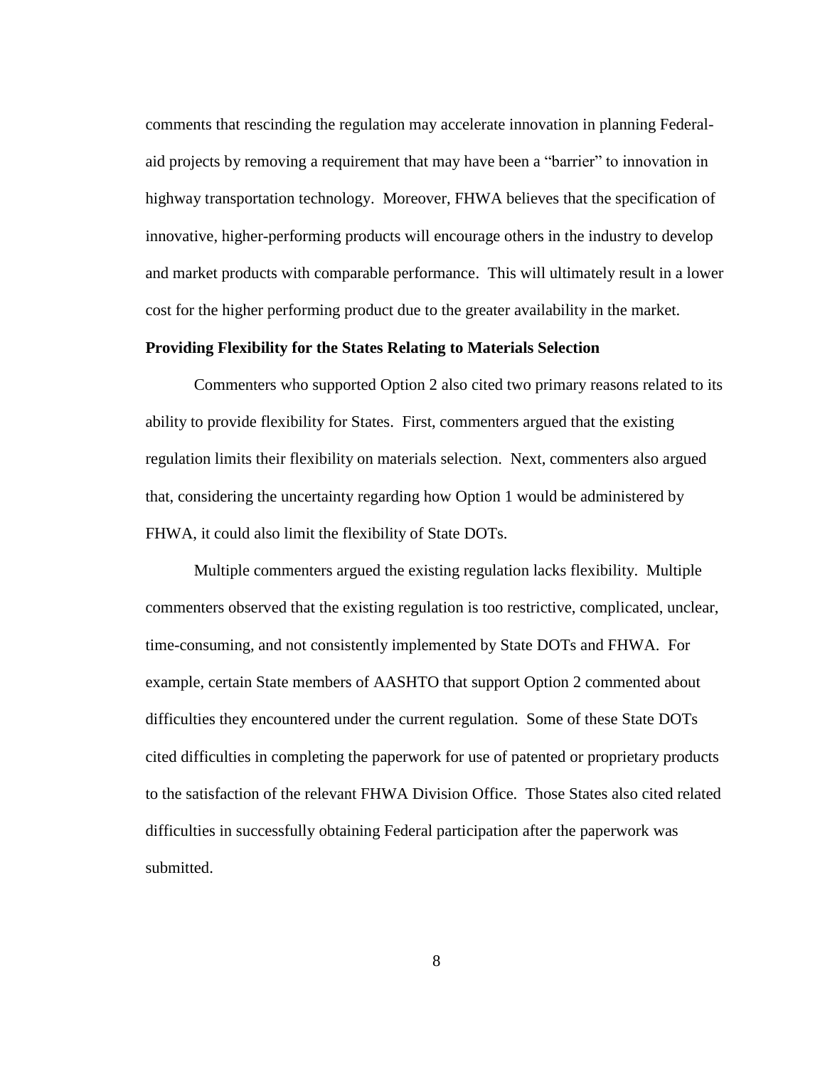comments that rescinding the regulation may accelerate innovation in planning Federal-aid projects by removing a requirement that may have been a "barrier" to innovation in highway transportation technology. Moreover, FHWA believes that the specification of innovative, higher-performing products will encourage others in the industry to develop and market products with comparable performance. This will ultimately result in a lower cost for the higher performing product due to the greater availability in the market.

**Providing Flexibility for the States Relating to Materials Selection**

Commenters who supported Option 2 also cited two primary reasons related to its ability to provide flexibility for States. First, commenters argued that the existing regulation limits their flexibility on materials selection. Next, commenters also argued that, considering the uncertainty regarding how Option 1 would be administered by FHWA, it could also limit the flexibility of State DOTs.

Multiple commenters argued the existing regulation lacks flexibility. Multiple commenters observed that the existing regulation is too restrictive, complicated, unclear, time-consuming, and not consistently implemented by State DOTs and FHWA. For example, certain State members of AASHTO that support Option 2 commented about difficulties they encountered under the current regulation. Some of these State DOTs cited difficulties in completing the paperwork for use of patented or proprietary products to the satisfaction of the relevant FHWA Division Office. Those States also cited related difficulties in successfully obtaining Federal participation after the paperwork was submitted.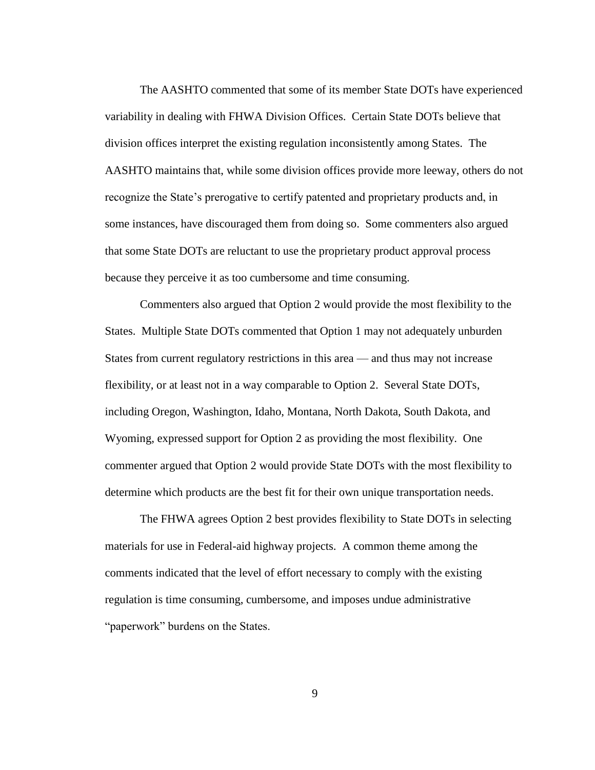The AASHTO commented that some of its member State DOTs have experienced variability in dealing with FHWA Division Offices. Certain State DOTs believe that division offices interpret the existing regulation inconsistently among States. The AASHTO maintains that, while some division offices provide more leeway, others do not recognize the State's prerogative to certify patented and proprietary products and, in some instances, have discouraged them from doing so. Some commenters also argued that some State DOTs are reluctant to use the proprietary product approval process because they perceive it as too cumbersome and time consuming.

Commenters also argued that Option 2 would provide the most flexibility to the States. Multiple State DOTs commented that Option 1 may not adequately unburden States from current regulatory restrictions in this area — and thus may not increase flexibility, or at least not in a way comparable to Option 2. Several State DOTs, including Oregon, Washington, Idaho, Montana, North Dakota, South Dakota, and Wyoming, expressed support for Option 2 as providing the most flexibility. One commenter argued that Option 2 would provide State DOTs with the most flexibility to determine which products are the best fit for their own unique transportation needs.

The FHWA agrees Option 2 best provides flexibility to State DOTs in selecting materials for use in Federal-aid highway projects. A common theme among the comments indicated that the level of effort necessary to comply with the existing regulation is time consuming, cumbersome, and imposes undue administrative "paperwork" burdens on the States.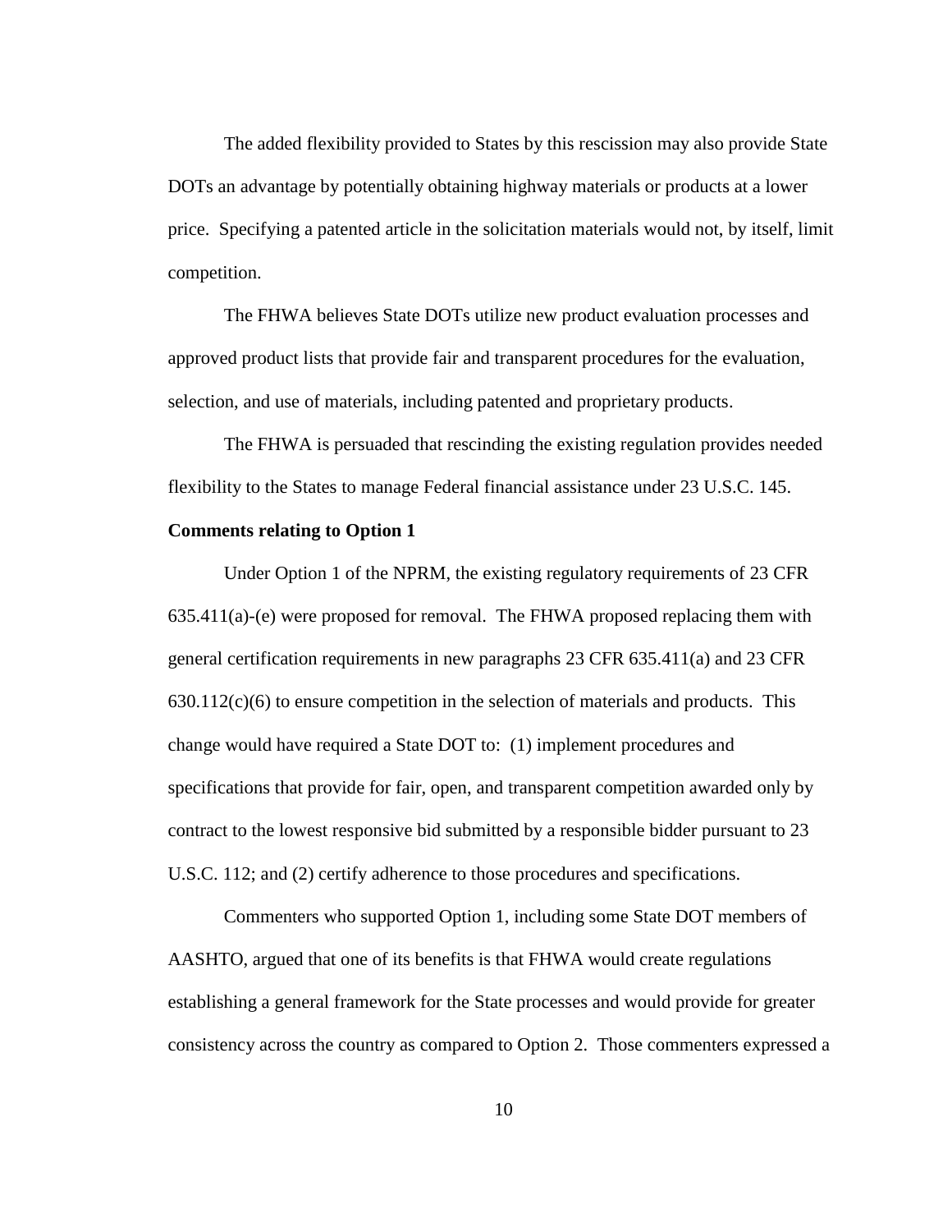The added flexibility provided to States by this rescission may also provide State DOTs an advantage by potentially obtaining highway materials or products at a lower price. Specifying a patented article in the solicitation materials would not, by itself, limit competition.

The FHWA believes State DOTs utilize new product evaluation processes and approved product lists that provide fair and transparent procedures for the evaluation, selection, and use of materials, including patented and proprietary products.

The FHWA is persuaded that rescinding the existing regulation provides needed flexibility to the States to manage Federal financial assistance under 23 U.S.C. 145.

**Comments relating to Option 1**

Under Option 1 of the NPRM, the existing regulatory requirements of 23 CFR 635.411(a)-(e) were proposed for removal. The FHWA proposed replacing them with general certification requirements in new paragraphs 23 CFR 635.411(a) and 23 CFR 630.112(c)(6) to ensure competition in the selection of materials and products. This change would have required a State DOT to: (1) implement procedures and specifications that provide for fair, open, and transparent competition awarded only by contract to the lowest responsive bid submitted by a responsible bidder pursuant to 23 U.S.C. 112; and (2) certify adherence to those procedures and specifications.

Commenters who supported Option 1, including some State DOT members of AASHTO, argued that one of its benefits is that FHWA would create regulations establishing a general framework for the State processes and would provide for greater consistency across the country as compared to Option 2. Those commenters expressed a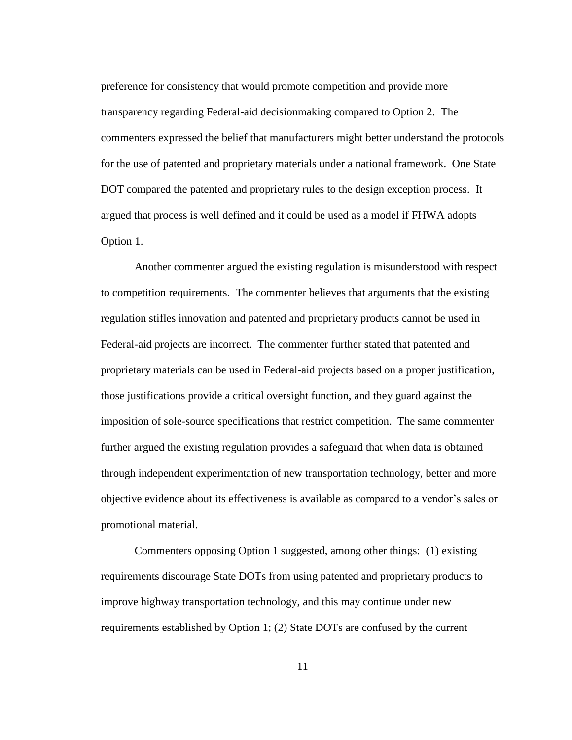preference for consistency that would promote competition and provide more transparency regarding Federal-aid decisionmaking compared to Option 2. The commenters expressed the belief that manufacturers might better understand the protocols for the use of patented and proprietary materials under a national framework. One State DOT compared the patented and proprietary rules to the design exception process. It argued that process is well defined and it could be used as a model if FHWA adopts Option 1.

Another commenter argued the existing regulation is misunderstood with respect to competition requirements. The commenter believes that arguments that the existing regulation stifles innovation and patented and proprietary products cannot be used in Federal-aid projects are incorrect. The commenter further stated that patented and proprietary materials can be used in Federal-aid projects based on a proper justification, those justifications provide a critical oversight function, and they guard against the imposition of sole-source specifications that restrict competition. The same commenter further argued the existing regulation provides a safeguard that when data is obtained through independent experimentation of new transportation technology, better and more objective evidence about its effectiveness is available as compared to a vendor's sales or promotional material.

Commenters opposing Option 1 suggested, among other things: (1) existing requirements discourage State DOTs from using patented and proprietary products to improve highway transportation technology, and this may continue under new requirements established by Option 1; (2) State DOTs are confused by the current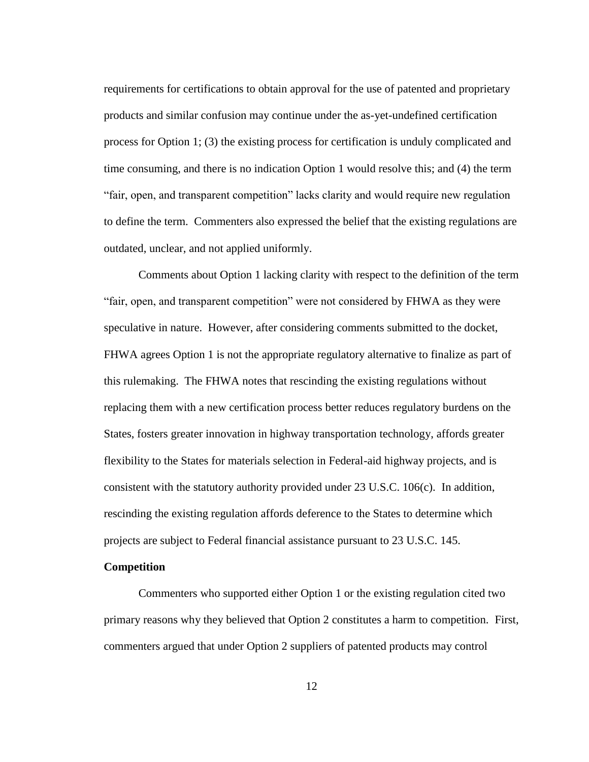requirements for certifications to obtain approval for the use of patented and proprietary products and similar confusion may continue under the as-yet-undefined certification process for Option 1; (3) the existing process for certification is unduly complicated and time consuming, and there is no indication Option 1 would resolve this; and (4) the term "fair, open, and transparent competition" lacks clarity and would require new regulation to define the term. Commenters also expressed the belief that the existing regulations are outdated, unclear, and not applied uniformly.

Comments about Option 1 lacking clarity with respect to the definition of the term "fair, open, and transparent competition" were not considered by FHWA as they were speculative in nature. However, after considering comments submitted to the docket, FHWA agrees Option 1 is not the appropriate regulatory alternative to finalize as part of this rulemaking. The FHWA notes that rescinding the existing regulations without replacing them with a new certification process better reduces regulatory burdens on the States, fosters greater innovation in highway transportation technology, affords greater flexibility to the States for materials selection in Federal-aid highway projects, and is consistent with the statutory authority provided under 23 U.S.C. 106(c). In addition, rescinding the existing regulation affords deference to the States to determine which projects are subject to Federal financial assistance pursuant to 23 U.S.C. 145.

**Competition**

Commenters who supported either Option 1 or the existing regulation cited two primary reasons why they believed that Option 2 constitutes a harm to competition. First, commenters argued that under Option 2 suppliers of patented products may control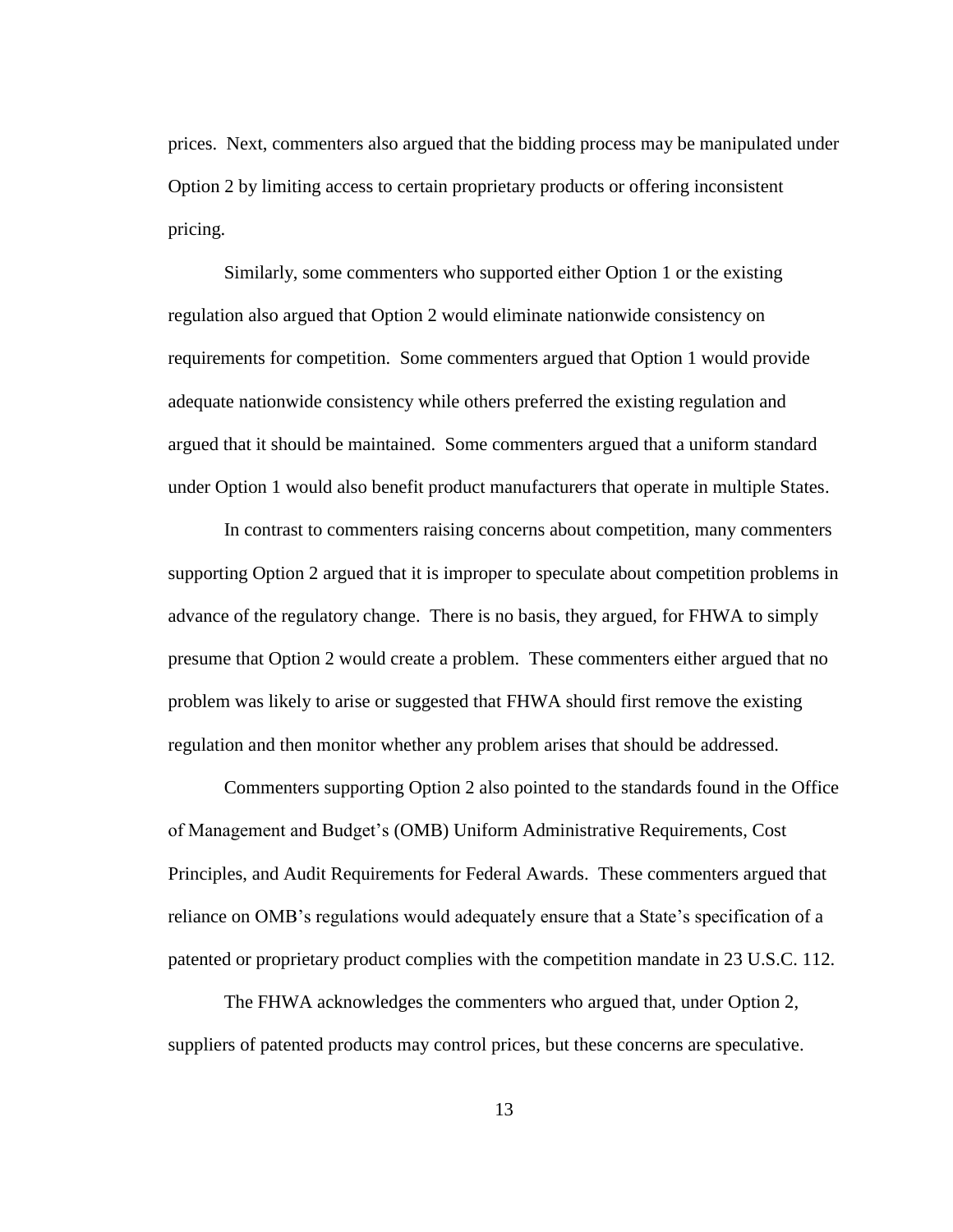prices. Next, commenters also argued that the bidding process may be manipulated under Option 2 by limiting access to certain proprietary products or offering inconsistent pricing.

Similarly, some commenters who supported either Option 1 or the existing regulation also argued that Option 2 would eliminate nationwide consistency on requirements for competition. Some commenters argued that Option 1 would provide adequate nationwide consistency while others preferred the existing regulation and argued that it should be maintained. Some commenters argued that a uniform standard under Option 1 would also benefit product manufacturers that operate in multiple States.

In contrast to commenters raising concerns about competition, many commenters supporting Option 2 argued that it is improper to speculate about competition problems in advance of the regulatory change. There is no basis, they argued, for FHWA to simply presume that Option 2 would create a problem. These commenters either argued that no problem was likely to arise or suggested that FHWA should first remove the existing regulation and then monitor whether any problem arises that should be addressed.

Commenters supporting Option 2 also pointed to the standards found in the Office of Management and Budget's (OMB) Uniform Administrative Requirements, Cost Principles, and Audit Requirements for Federal Awards. These commenters argued that reliance on OMB's regulations would adequately ensure that a State's specification of a patented or proprietary product complies with the competition mandate in 23 U.S.C. 112.

The FHWA acknowledges the commenters who argued that, under Option 2, suppliers of patented products may control prices, but these concerns are speculative.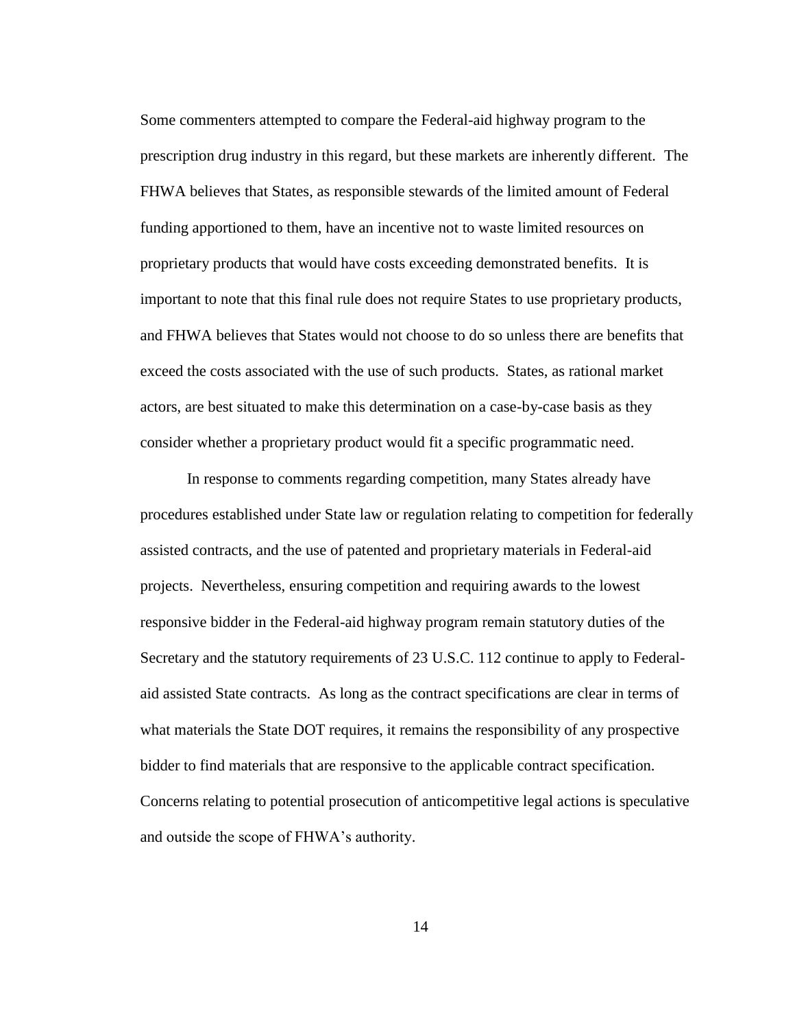Some commenters attempted to compare the Federal-aid highway program to the prescription drug industry in this regard, but these markets are inherently different. The FHWA believes that States, as responsible stewards of the limited amount of Federal funding apportioned to them, have an incentive not to waste limited resources on proprietary products that would have costs exceeding demonstrated benefits. It is important to note that this final rule does not require States to use proprietary products, and FHWA believes that States would not choose to do so unless there are benefits that exceed the costs associated with the use of such products. States, as rational market actors, are best situated to make this determination on a case-by-case basis as they consider whether a proprietary product would fit a specific programmatic need.

In response to comments regarding competition, many States already have procedures established under State law or regulation relating to competition for federally assisted contracts, and the use of patented and proprietary materials in Federal-aid projects. Nevertheless, ensuring competition and requiring awards to the lowest responsive bidder in the Federal-aid highway program remain statutory duties of the Secretary and the statutory requirements of 23 U.S.C. 112 continue to apply to Federal-aid assisted State contracts. As long as the contract specifications are clear in terms of what materials the State DOT requires, it remains the responsibility of any prospective bidder to find materials that are responsive to the applicable contract specification. Concerns relating to potential prosecution of anticompetitive legal actions is speculative and outside the scope of FHWA's authority.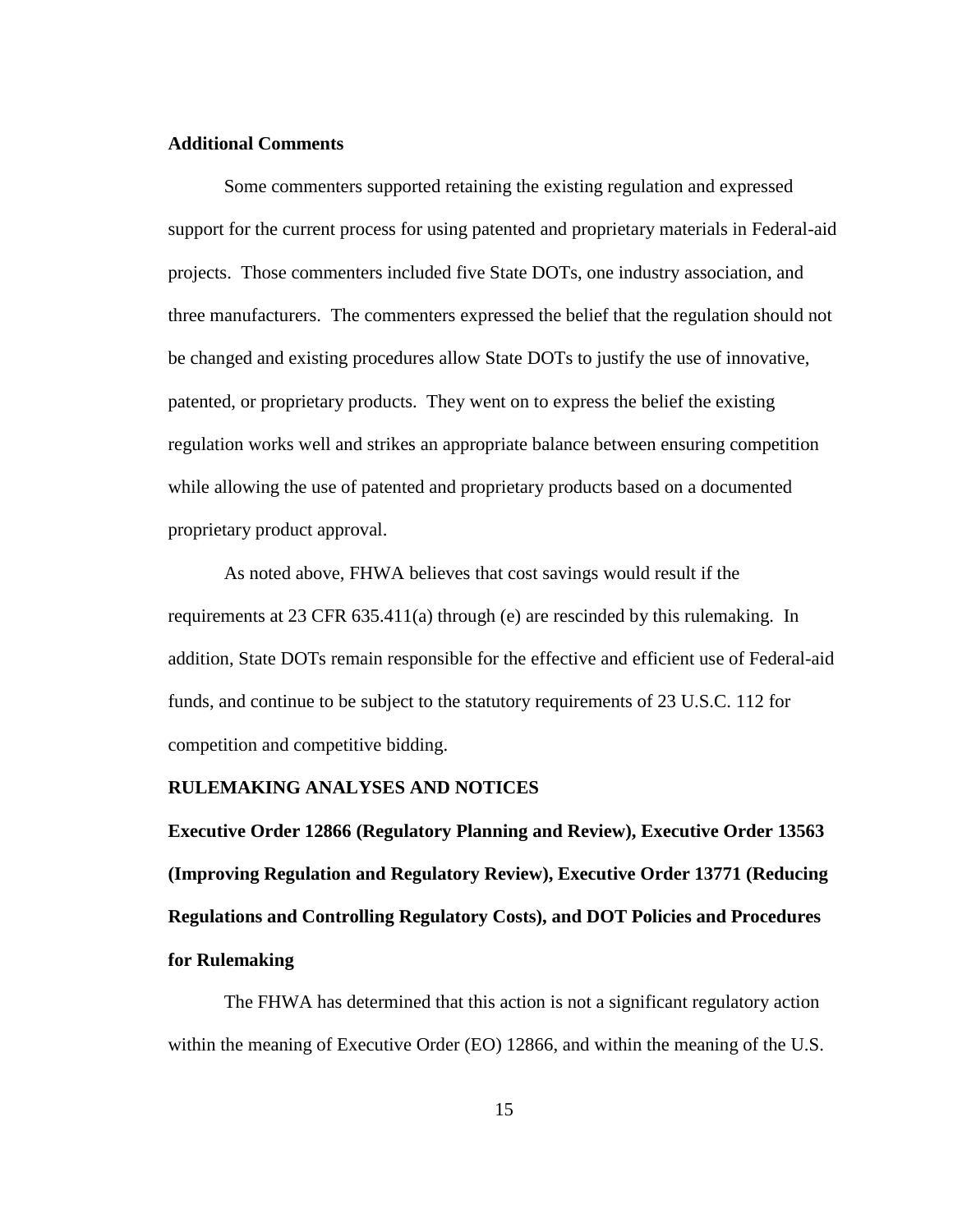**Additional Comments**

Some commenters supported retaining the existing regulation and expressed support for the current process for using patented and proprietary materials in Federal-aid projects. Those commenters included five State DOTs, one industry association, and three manufacturers. The commenters expressed the belief that the regulation should not be changed and existing procedures allow State DOTs to justify the use of innovative, patented, or proprietary products. They went on to express the belief the existing regulation works well and strikes an appropriate balance between ensuring competition while allowing the use of patented and proprietary products based on a documented proprietary product approval.

As noted above, FHWA believes that cost savings would result if the requirements at 23 CFR 635.411(a) through (e) are rescinded by this rulemaking. In addition, State DOTs remain responsible for the effective and efficient use of Federal-aid funds, and continue to be subject to the statutory requirements of 23 U.S.C. 112 for competition and competitive bidding.

**RULEMAKING ANALYSES AND NOTICES**

**Executive Order 12866 (Regulatory Planning and Review), Executive Order 13563 (Improving Regulation and Regulatory Review), Executive Order 13771 (Reducing Regulations and Controlling Regulatory Costs), and DOT Policies and Procedures for Rulemaking**

The FHWA has determined that this action is not a significant regulatory action within the meaning of Executive Order (EO) 12866, and within the meaning of the U.S.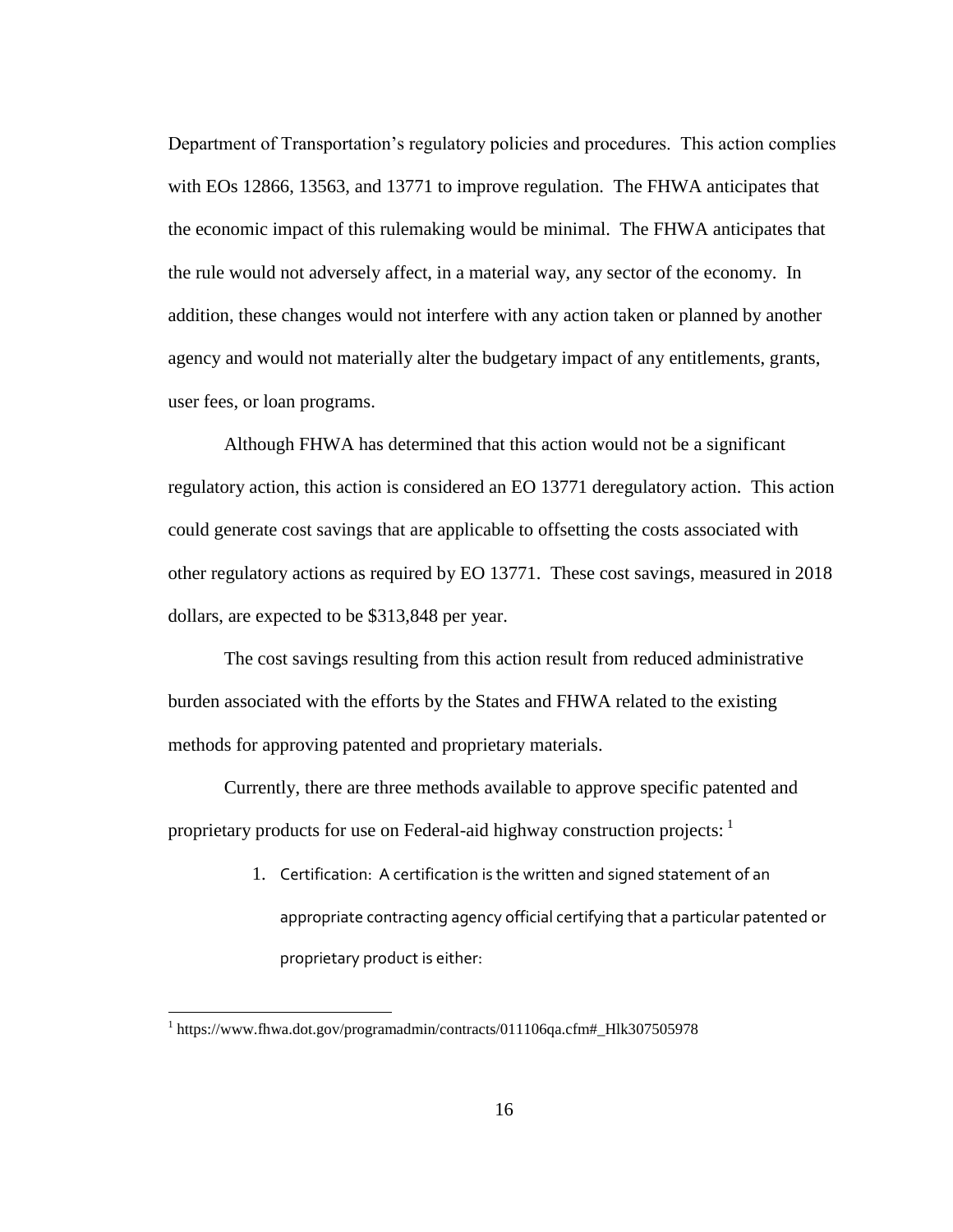Department of Transportation's regulatory policies and procedures. This action complies with EOs 12866, 13563, and 13771 to improve regulation. The FHWA anticipates that the economic impact of this rulemaking would be minimal. The FHWA anticipates that the rule would not adversely affect, in a material way, any sector of the economy. In addition, these changes would not interfere with any action taken or planned by another agency and would not materially alter the budgetary impact of any entitlements, grants, user fees, or loan programs.

Although FHWA has determined that this action would not be a significant regulatory action, this action is considered an EO 13771 deregulatory action. This action could generate cost savings that are applicable to offsetting the costs associated with other regulatory actions as required by EO 13771. These cost savings, measured in 2018 dollars, are expected to be $313,848 per year.

The cost savings resulting from this action result from reduced administrative burden associated with the efforts by the States and FHWA related to the existing methods for approving patented and proprietary materials.

Currently, there are three methods available to approve specific patented and proprietary products for use on Federal-aid highway construction projects: [1]

1. Certification: A certification is the written and signed statement of an appropriate contracting agency official certifying that a particular patented or proprietary product is either:

[1] https://www.fhwa.dot.gov/programadmin/contracts/011106qa.cfm#_Hlk307505978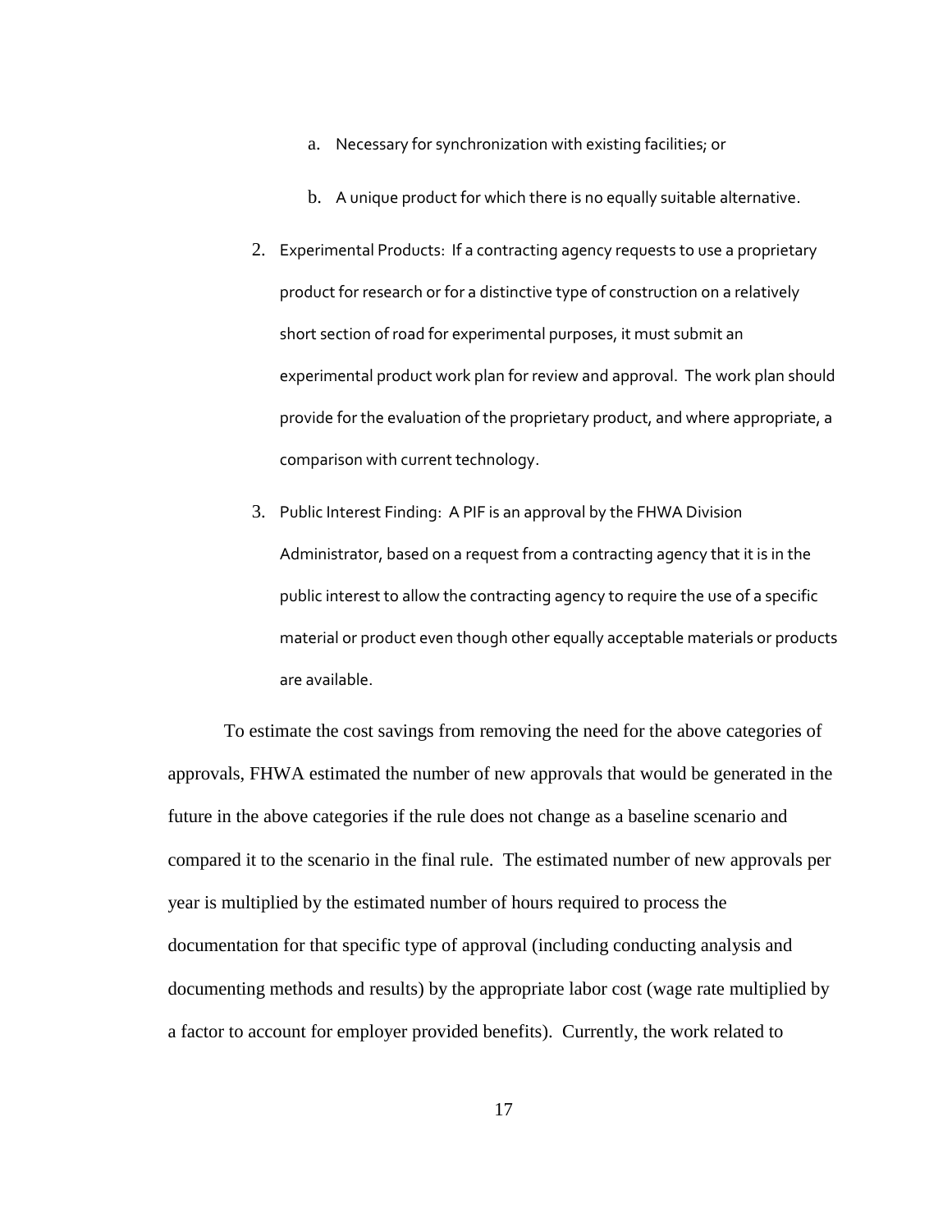a. Necessary for synchronization with existing facilities; or

   b. A unique product for which there is no equally suitable alternative.

2. Experimental Products: If a contracting agency requests to use a proprietary product for research or for a distinctive type of construction on a relatively short section of road for experimental purposes, it must submit an experimental product work plan for review and approval. The work plan should provide for the evaluation of the proprietary product, and where appropriate, a comparison with current technology.

3. Public Interest Finding: A PIF is an approval by the FHWA Division Administrator, based on a request from a contracting agency that it is in the public interest to allow the contracting agency to require the use of a specific material or product even though other equally acceptable materials or products are available.

To estimate the cost savings from removing the need for the above categories of approvals, FHWA estimated the number of new approvals that would be generated in the future in the above categories if the rule does not change as a baseline scenario and compared it to the scenario in the final rule. The estimated number of new approvals per year is multiplied by the estimated number of hours required to process the documentation for that specific type of approval (including conducting analysis and documenting methods and results) by the appropriate labor cost (wage rate multiplied by a factor to account for employer provided benefits). Currently, the work related to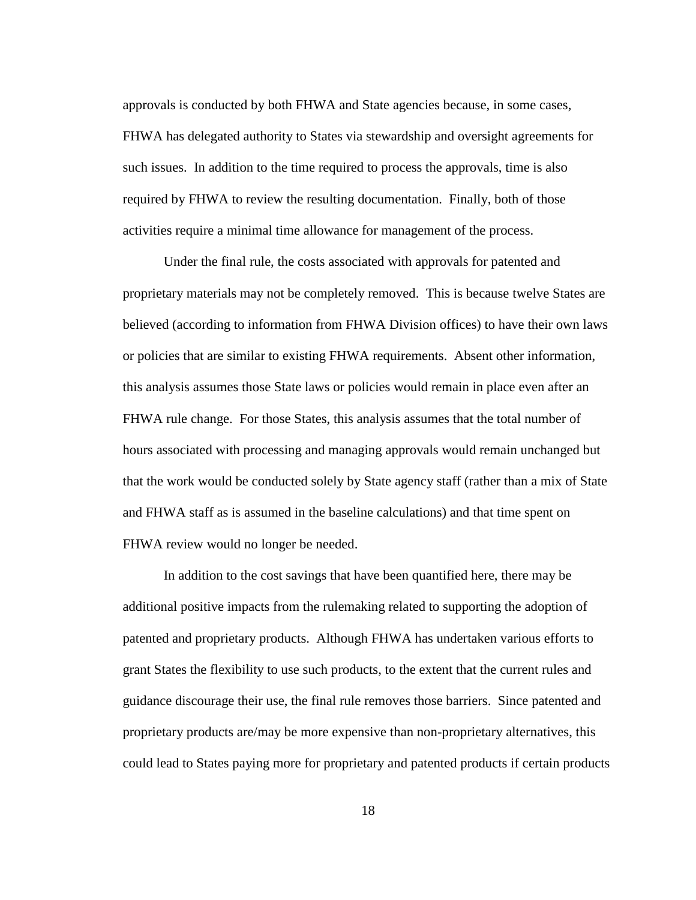approvals is conducted by both FHWA and State agencies because, in some cases, FHWA has delegated authority to States via stewardship and oversight agreements for such issues. In addition to the time required to process the approvals, time is also required by FHWA to review the resulting documentation. Finally, both of those activities require a minimal time allowance for management of the process.

Under the final rule, the costs associated with approvals for patented and proprietary materials may not be completely removed. This is because twelve States are believed (according to information from FHWA Division offices) to have their own laws or policies that are similar to existing FHWA requirements. Absent other information, this analysis assumes those State laws or policies would remain in place even after an FHWA rule change. For those States, this analysis assumes that the total number of hours associated with processing and managing approvals would remain unchanged but that the work would be conducted solely by State agency staff (rather than a mix of State and FHWA staff as is assumed in the baseline calculations) and that time spent on FHWA review would no longer be needed.

In addition to the cost savings that have been quantified here, there may be additional positive impacts from the rulemaking related to supporting the adoption of patented and proprietary products. Although FHWA has undertaken various efforts to grant States the flexibility to use such products, to the extent that the current rules and guidance discourage their use, the final rule removes those barriers. Since patented and proprietary products are/may be more expensive than non-proprietary alternatives, this could lead to States paying more for proprietary and patented products if certain products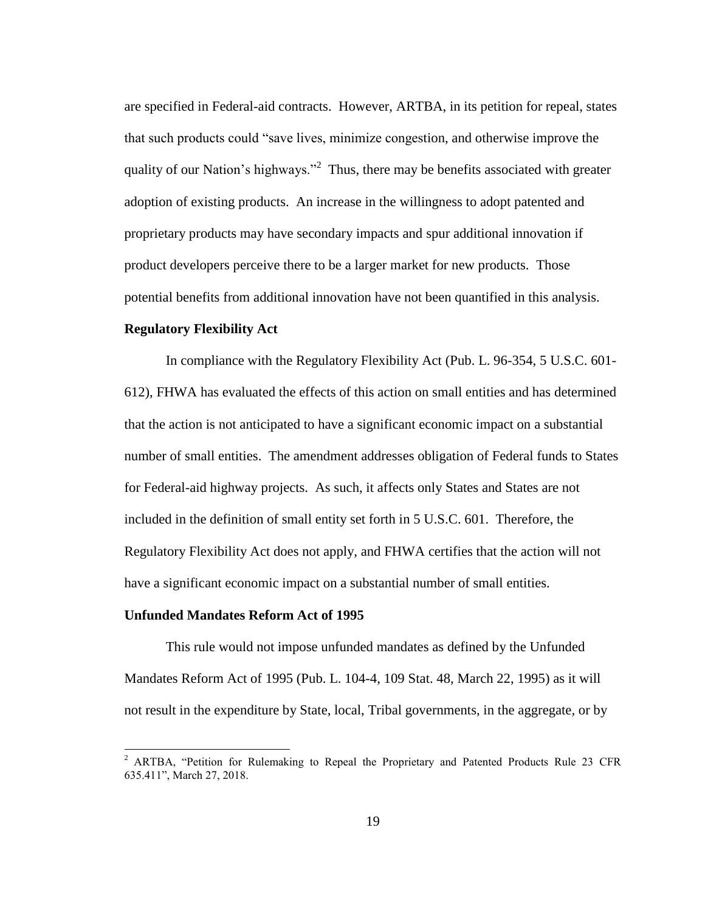are specified in Federal-aid contracts. However, ARTBA, in its petition for repeal, states that such products could "save lives, minimize congestion, and otherwise improve the quality of our Nation's highways."[2] Thus, there may be benefits associated with greater adoption of existing products. An increase in the willingness to adopt patented and proprietary products may have secondary impacts and spur additional innovation if product developers perceive there to be a larger market for new products. Those potential benefits from additional innovation have not been quantified in this analysis.

**Regulatory Flexibility Act**

In compliance with the Regulatory Flexibility Act (Pub. L. 96-354, 5 U.S.C. 601-612), FHWA has evaluated the effects of this action on small entities and has determined that the action is not anticipated to have a significant economic impact on a substantial number of small entities. The amendment addresses obligation of Federal funds to States for Federal-aid highway projects. As such, it affects only States and States are not included in the definition of small entity set forth in 5 U.S.C. 601. Therefore, the Regulatory Flexibility Act does not apply, and FHWA certifies that the action will not have a significant economic impact on a substantial number of small entities.

**Unfunded Mandates Reform Act of 1995**

This rule would not impose unfunded mandates as defined by the Unfunded Mandates Reform Act of 1995 (Pub. L. 104-4, 109 Stat. 48, March 22, 1995) as it will not result in the expenditure by State, local, Tribal governments, in the aggregate, or by

[2] ARTBA, "Petition for Rulemaking to Repeal the Proprietary and Patented Products Rule 23 CFR 635.411", March 27, 2018.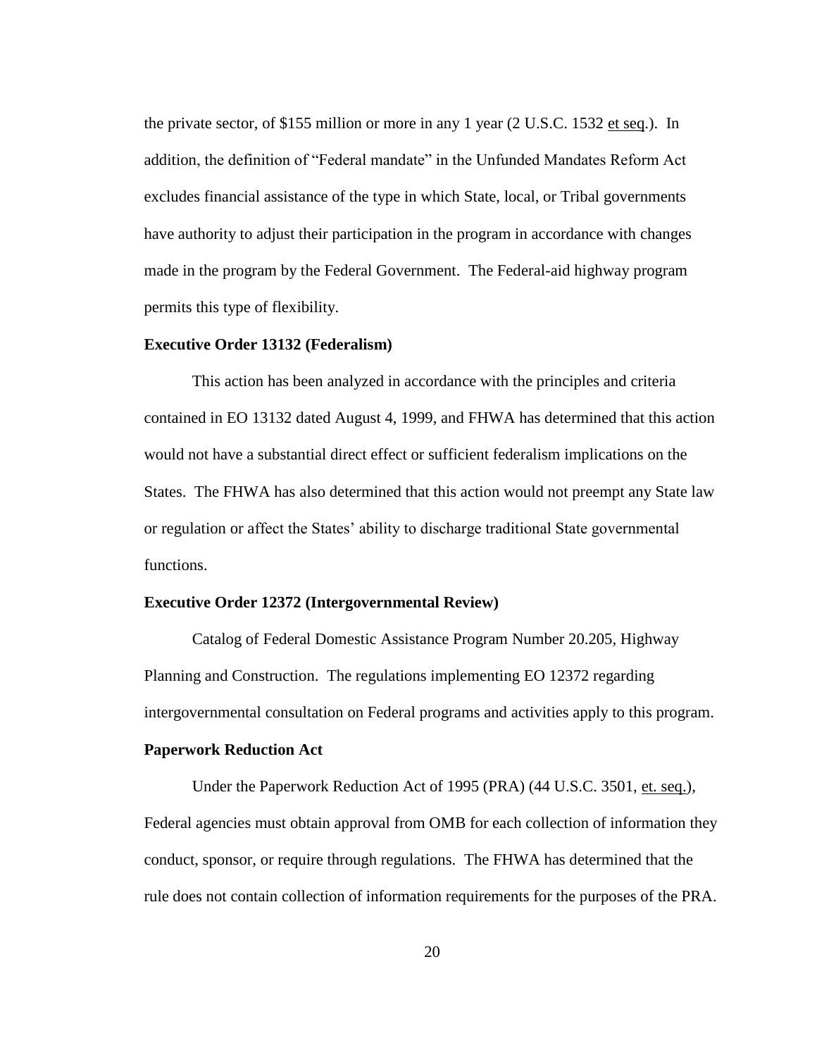the private sector, of $155 million or more in any 1 year (2 U.S.C. 1532 et seq.). In addition, the definition of "Federal mandate" in the Unfunded Mandates Reform Act excludes financial assistance of the type in which State, local, or Tribal governments have authority to adjust their participation in the program in accordance with changes made in the program by the Federal Government. The Federal-aid highway program permits this type of flexibility.

**Executive Order 13132 (Federalism)**

This action has been analyzed in accordance with the principles and criteria contained in EO 13132 dated August 4, 1999, and FHWA has determined that this action would not have a substantial direct effect or sufficient federalism implications on the States. The FHWA has also determined that this action would not preempt any State law or regulation or affect the States' ability to discharge traditional State governmental functions.

**Executive Order 12372 (Intergovernmental Review)**

Catalog of Federal Domestic Assistance Program Number 20.205, Highway Planning and Construction. The regulations implementing EO 12372 regarding intergovernmental consultation on Federal programs and activities apply to this program.

**Paperwork Reduction Act**

Under the Paperwork Reduction Act of 1995 (PRA) (44 U.S.C. 3501, et. seq.), Federal agencies must obtain approval from OMB for each collection of information they conduct, sponsor, or require through regulations. The FHWA has determined that the rule does not contain collection of information requirements for the purposes of the PRA.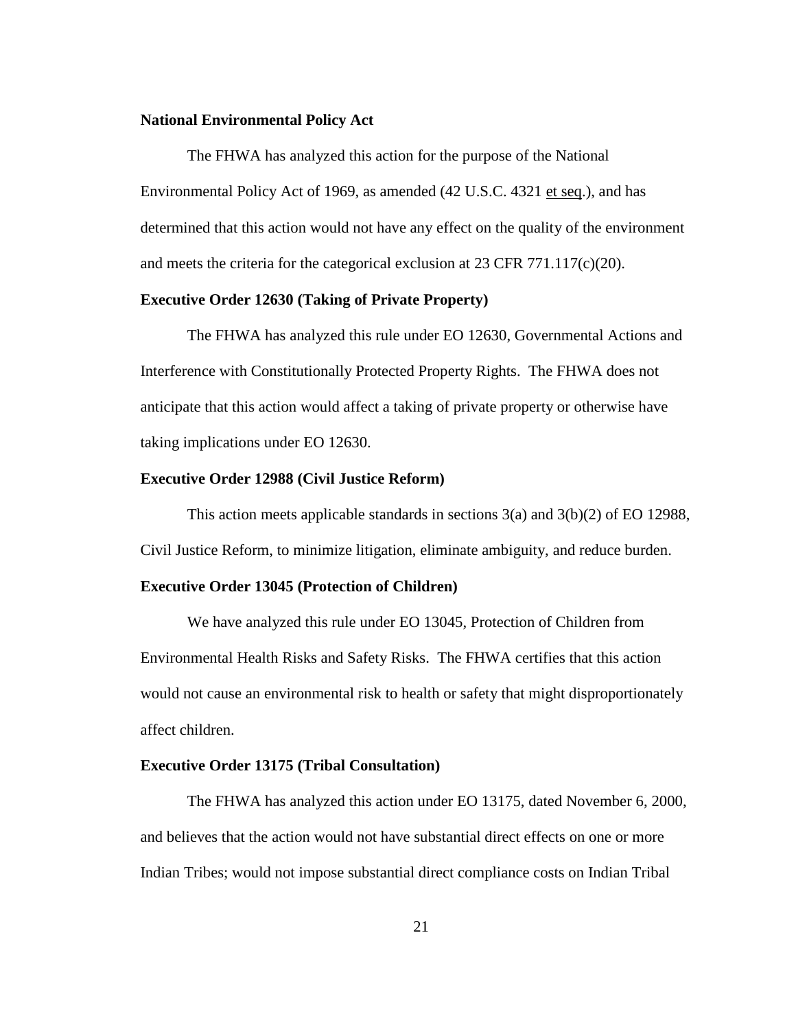**National Environmental Policy Act**

The FHWA has analyzed this action for the purpose of the National Environmental Policy Act of 1969, as amended (42 U.S.C. 4321 et seq.), and has determined that this action would not have any effect on the quality of the environment and meets the criteria for the categorical exclusion at 23 CFR 771.117(c)(20).

**Executive Order 12630 (Taking of Private Property)**

The FHWA has analyzed this rule under EO 12630, Governmental Actions and Interference with Constitutionally Protected Property Rights. The FHWA does not anticipate that this action would affect a taking of private property or otherwise have taking implications under EO 12630.

**Executive Order 12988 (Civil Justice Reform)**

This action meets applicable standards in sections 3(a) and 3(b)(2) of EO 12988, Civil Justice Reform, to minimize litigation, eliminate ambiguity, and reduce burden.

**Executive Order 13045 (Protection of Children)**

We have analyzed this rule under EO 13045, Protection of Children from Environmental Health Risks and Safety Risks. The FHWA certifies that this action would not cause an environmental risk to health or safety that might disproportionately affect children.

**Executive Order 13175 (Tribal Consultation)**

The FHWA has analyzed this action under EO 13175, dated November 6, 2000, and believes that the action would not have substantial direct effects on one or more Indian Tribes; would not impose substantial direct compliance costs on Indian Tribal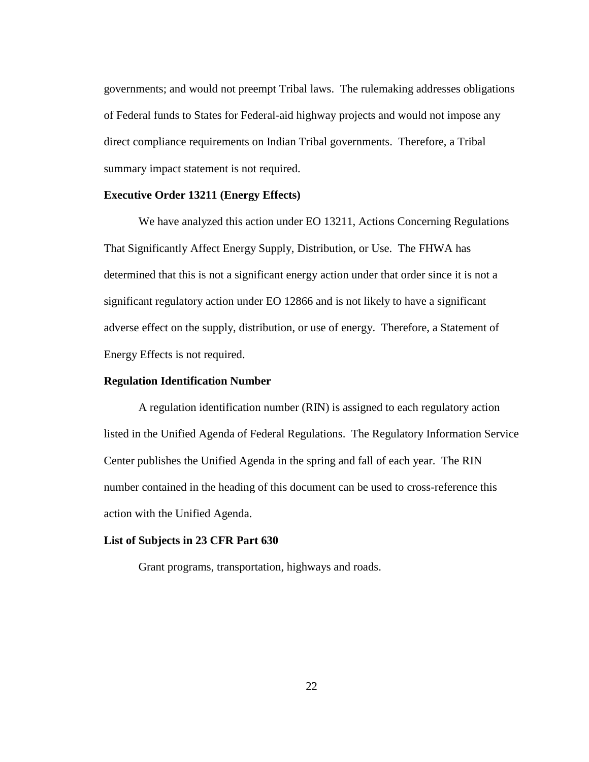governments; and would not preempt Tribal laws. The rulemaking addresses obligations of Federal funds to States for Federal-aid highway projects and would not impose any direct compliance requirements on Indian Tribal governments. Therefore, a Tribal summary impact statement is not required.

**Executive Order 13211 (Energy Effects)**

We have analyzed this action under EO 13211, Actions Concerning Regulations That Significantly Affect Energy Supply, Distribution, or Use. The FHWA has determined that this is not a significant energy action under that order since it is not a significant regulatory action under EO 12866 and is not likely to have a significant adverse effect on the supply, distribution, or use of energy. Therefore, a Statement of Energy Effects is not required.

**Regulation Identification Number**

A regulation identification number (RIN) is assigned to each regulatory action listed in the Unified Agenda of Federal Regulations. The Regulatory Information Service Center publishes the Unified Agenda in the spring and fall of each year. The RIN number contained in the heading of this document can be used to cross-reference this action with the Unified Agenda.

**List of Subjects in 23 CFR Part 630**

Grant programs, transportation, highways and roads.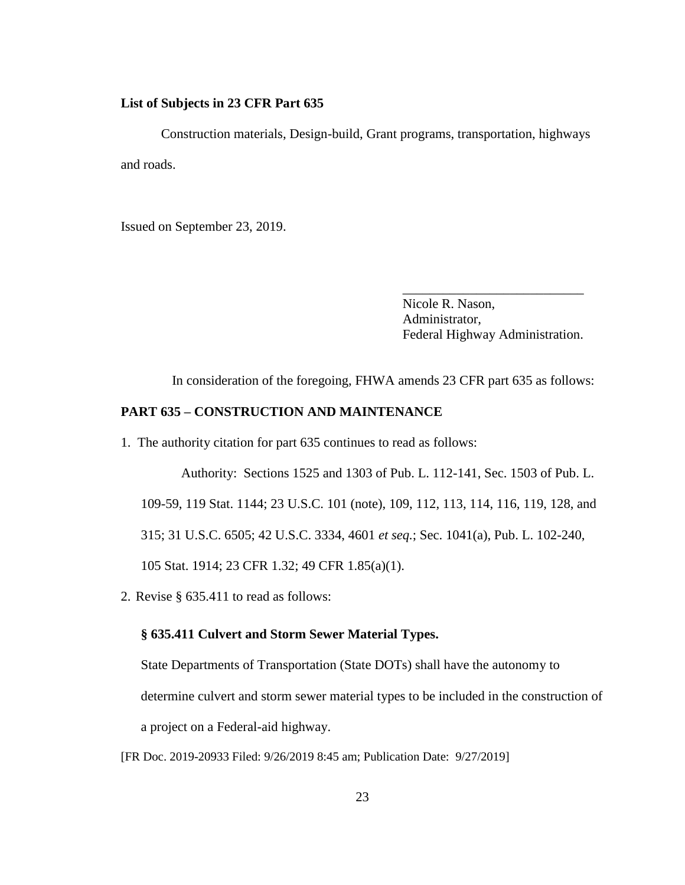**List of Subjects in 23 CFR Part 635**

Construction materials, Design-build, Grant programs, transportation, highways and roads.

Issued on September 23, 2019.

\_\_\_\_\_\_\_\_\_\_\_\_\_\_\_\_\_\_\_\_\_\_\_\_\_\_\_

Nicole R. Nason,
Administrator,
Federal Highway Administration.

In consideration of the foregoing, FHWA amends 23 CFR part 635 as follows:

**PART 635 – CONSTRUCTION AND MAINTENANCE**

1. The authority citation for part 635 continues to read as follows:

> Authority: Sections 1525 and 1303 of Pub. L. 112-141, Sec. 1503 of Pub. L. 109-59, 119 Stat. 1144; 23 U.S.C. 101 (note), 109, 112, 113, 114, 116, 119, 128, and 315; 31 U.S.C. 6505; 42 U.S.C. 3334, 4601 *et seq.*; Sec. 1041(a), Pub. L. 102-240, 105 Stat. 1914; 23 CFR 1.32; 49 CFR 1.85(a)(1).

2. Revise § 635.411 to read as follows:

> **§ 635.411 Culvert and Storm Sewer Material Types.**
>
> State Departments of Transportation (State DOTs) shall have the autonomy to determine culvert and storm sewer material types to be included in the construction of a project on a Federal-aid highway.

[FR Doc. 2019-20933 Filed: 9/26/2019 8:45 am; Publication Date: 9/27/2019]